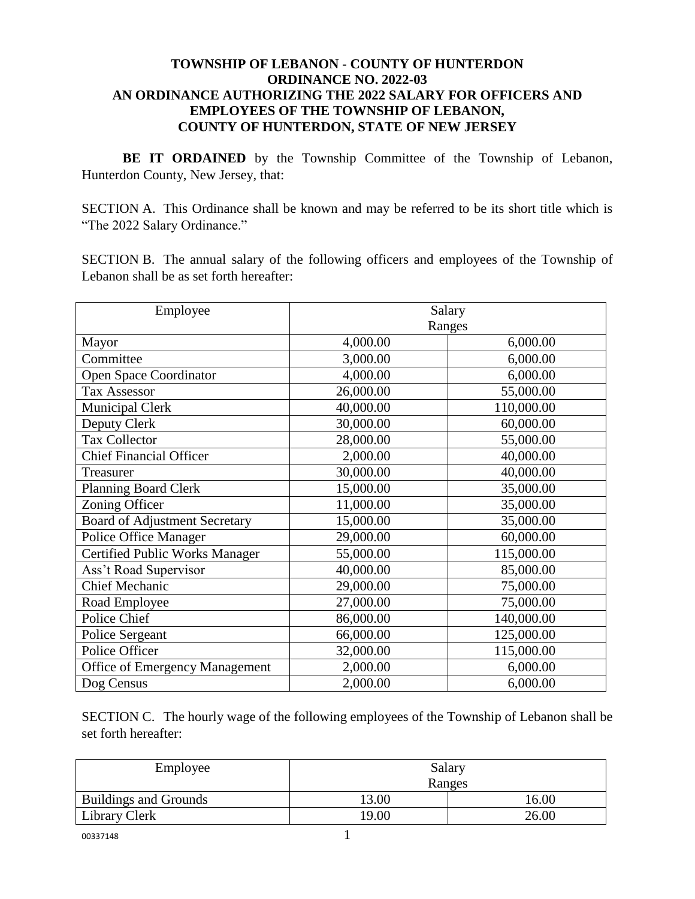# TOWNSHIP OF LEBANON - COUNTY OF HUNTERDON
# ORDINANCE NO. 2022-03
# AN ORDINANCE AUTHORIZING THE 2022 SALARY FOR OFFICERS AND EMPLOYEES OF THE TOWNSHIP OF LEBANON, COUNTY OF HUNTERDON, STATE OF NEW JERSEY

**BE IT ORDAINED** by the Township Committee of the Township of Lebanon, Hunterdon County, New Jersey, that:

SECTION A. This Ordinance shall be known and may be referred to be its short title which is "The 2022 Salary Ordinance."

SECTION B. The annual salary of the following officers and employees of the Township of Lebanon shall be as set forth hereafter:

| Employee | Salary Ranges | |
|---|---|---|
| Mayor | 4,000.00 | 6,000.00 |
| Committee | 3,000.00 | 6,000.00 |
| Open Space Coordinator | 4,000.00 | 6,000.00 |
| Tax Assessor | 26,000.00 | 55,000.00 |
| Municipal Clerk | 40,000.00 | 110,000.00 |
| Deputy Clerk | 30,000.00 | 60,000.00 |
| Tax Collector | 28,000.00 | 55,000.00 |
| Chief Financial Officer | 2,000.00 | 40,000.00 |
| Treasurer | 30,000.00 | 40,000.00 |
| Planning Board Clerk | 15,000.00 | 35,000.00 |
| Zoning Officer | 11,000.00 | 35,000.00 |
| Board of Adjustment Secretary | 15,000.00 | 35,000.00 |
| Police Office Manager | 29,000.00 | 60,000.00 |
| Certified Public Works Manager | 55,000.00 | 115,000.00 |
| Ass't Road Supervisor | 40,000.00 | 85,000.00 |
| Chief Mechanic | 29,000.00 | 75,000.00 |
| Road Employee | 27,000.00 | 75,000.00 |
| Police Chief | 86,000.00 | 140,000.00 |
| Police Sergeant | 66,000.00 | 125,000.00 |
| Police Officer | 32,000.00 | 115,000.00 |
| Office of Emergency Management | 2,000.00 | 6,000.00 |
| Dog Census | 2,000.00 | 6,000.00 |

SECTION C. The hourly wage of the following employees of the Township of Lebanon shall be set forth hereafter:

| Employee | Salary Ranges | |
|---|---|---|
| Buildings and Grounds | 13.00 | 16.00 |
| Library Clerk | 19.00 | 26.00 |

00337148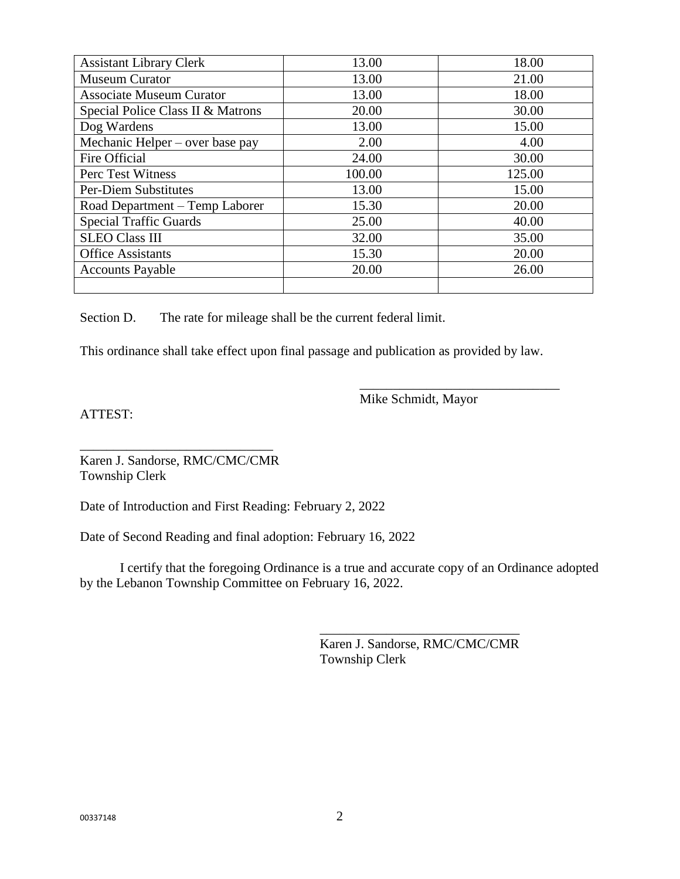| | | |
|---|---|---|
| Assistant Library Clerk | 13.00 | 18.00 |
| Museum Curator | 13.00 | 21.00 |
| Associate Museum Curator | 13.00 | 18.00 |
| Special Police Class II & Matrons | 20.00 | 30.00 |
| Dog Wardens | 13.00 | 15.00 |
| Mechanic Helper – over base pay | 2.00 | 4.00 |
| Fire Official | 24.00 | 30.00 |
| Perc Test Witness | 100.00 | 125.00 |
| Per-Diem Substitutes | 13.00 | 15.00 |
| Road Department – Temp Laborer | 15.30 | 20.00 |
| Special Traffic Guards | 25.00 | 40.00 |
| SLEO Class III | 32.00 | 35.00 |
| Office Assistants | 15.30 | 20.00 |
| Accounts Payable | 20.00 | 26.00 |
| | | |

Section D. The rate for mileage shall be the current federal limit.

This ordinance shall take effect upon final passage and publication as provided by law.

______________________________
Mike Schmidt, Mayor

ATTEST:

______________________________
Karen J. Sandorse, RMC/CMC/CMR
Township Clerk

Date of Introduction and First Reading: February 2, 2022

Date of Second Reading and final adoption: February 16, 2022

I certify that the foregoing Ordinance is a true and accurate copy of an Ordinance adopted by the Lebanon Township Committee on February 16, 2022.

______________________________
Karen J. Sandorse, RMC/CMC/CMR
Township Clerk

00337148